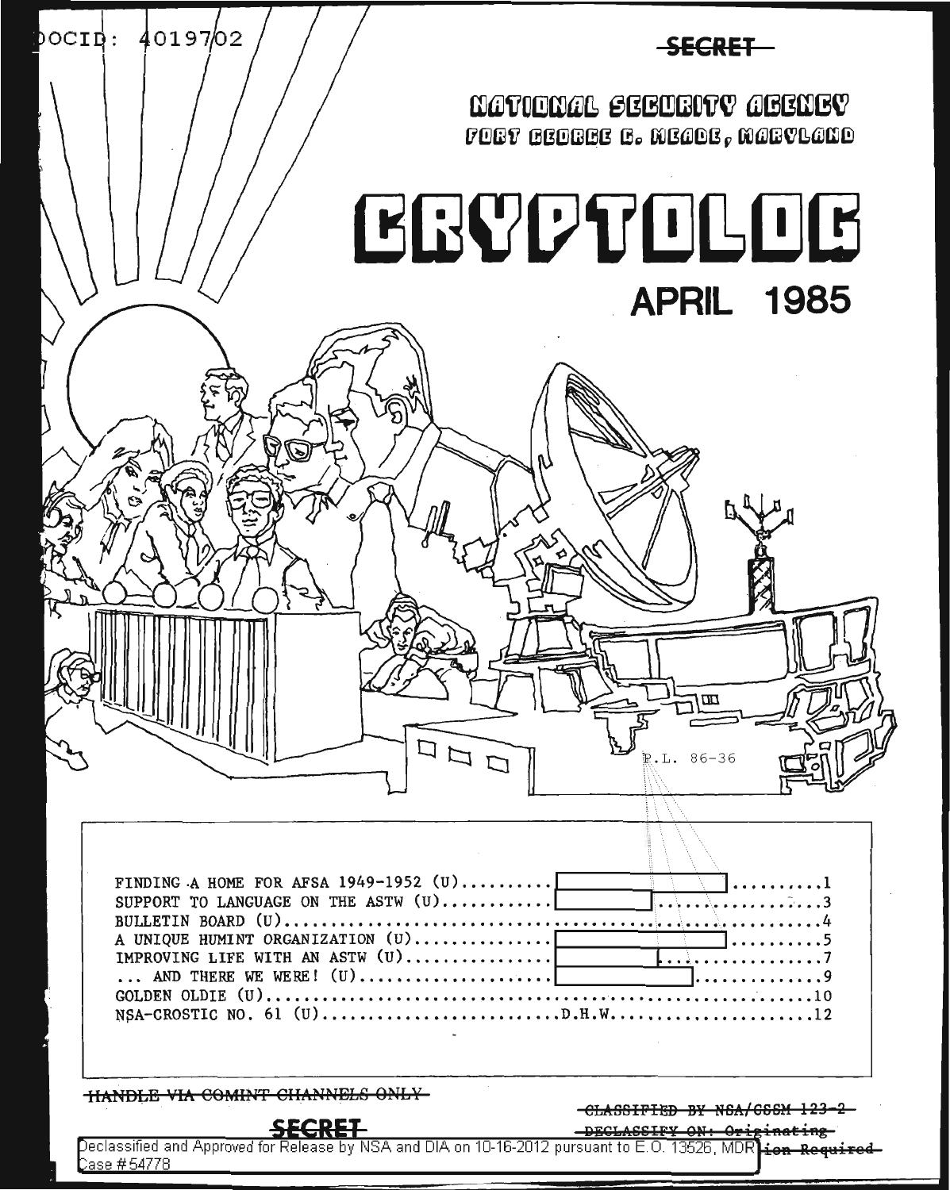DOCID: 4019702

SECRET

NATIONAL SECURITY AGENCY

FORT GEORGE G. MEADE, MARYLAND

# CRYPTOLOG

## APRIL 1985

P.L. 86-36

| | | |
|---|---|---|
| FINDING A HOME FOR AFSA 1949-1952 (U) | [redacted] | 1 |
| SUPPORT TO LANGUAGE ON THE ASTW (U) | [redacted] | 3 |
| BULLETIN BOARD (U) | | 4 |
| A UNIQUE HUMINT ORGANIZATION (U) | [redacted] | 5 |
| IMPROVING LIFE WITH AN ASTW (U) | [redacted] | 7 |
| ... AND THERE WE WERE! (U) | [redacted] | 9 |
| GOLDEN OLDIE (U) | | 10 |
| NSA-CROSTIC NO. 61 (U) | D.H.W. | 12 |

~~HANDLE VIA COMINT CHANNELS ONLY~~

~~CLASSIFIED BY NSA/CSSM 123-2~~

~~DECLASSIFY ON: Originating Agency's Determination Required~~

SECRET

Declassified and Approved for Release by NSA and DIA on 10-16-2012 pursuant to E.O. 13526, MDR Case #54778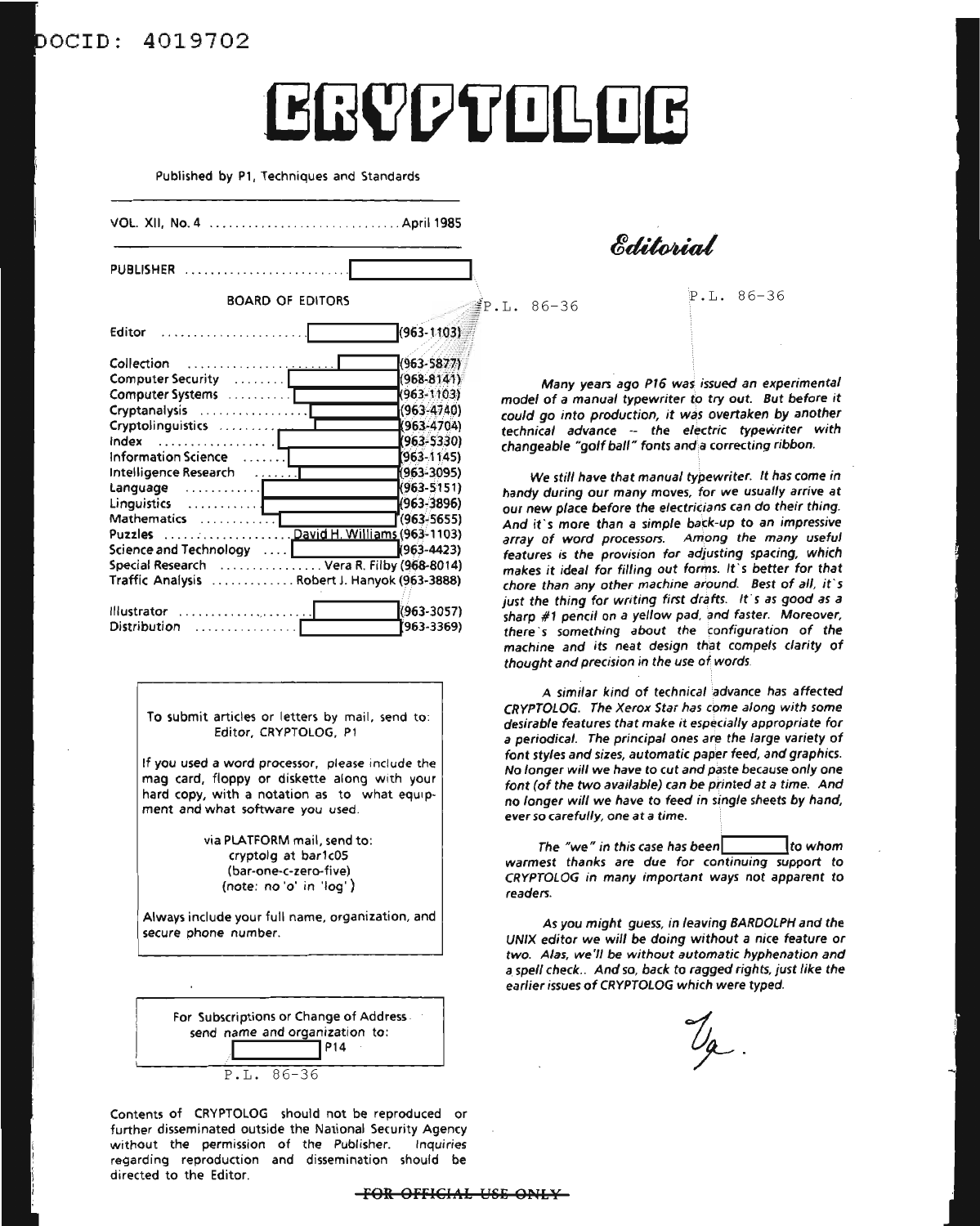DOCID: 4019702

# CRYPTOLOG

Published by P1, Techniques and Standards

VOL. XII, No. 4 .............................. April 1985

PUBLISHER ........................ [redacted]

BOARD OF EDITORS

| | |
|---|---|
| Editor | [redacted] (963-1103) |
| Collection | [redacted] (963-5877) |
| Computer Security | [redacted] (968-8141) |
| Computer Systems | [redacted] (963-1103) |
| Cryptanalysis | [redacted] (963-4740) |
| Cryptolinguistics | [redacted] (963-4704) |
| Index | [redacted] (963-5330) |
| Information Science | [redacted] (963-1145) |
| Intelligence Research | [redacted] (963-3095) |
| Language | [redacted] (963-5151) |
| Linguistics | [redacted] (963-3896) |
| Mathematics | [redacted] (963-5655) |
| Puzzles | David H. Williams (963-1103) |
| Science and Technology | [redacted] (963-4423) |
| Special Research | Vera R. Filby (968-8014) |
| Traffic Analysis | Robert J. Hanyok (963-3888) |
| Illustrator | [redacted] (963-3057) |
| Distribution | [redacted] (963-3369) |

To submit articles or letters by mail, send to:
Editor, CRYPTOLOG, P1

If you used a word processor, please include the mag card, floppy or diskette along with your hard copy, with a notation as to what equipment and what software you used.

via PLATFORM mail, send to:
cryptolg at bar1c05
(bar-one-c-zero-five)
(note: no 'o' in 'log')

Always include your full name, organization, and secure phone number.

For Subscriptions or Change of Address
send name and organization to:
[redacted] P14

P.L. 86-36

Contents of CRYPTOLOG should not be reproduced or further disseminated outside the National Security Agency without the permission of the Publisher. Inquiries regarding reproduction and dissemination should be directed to the Editor.

## *Editorial*

P.L. 86-36

P.L. 86-36

*Many years ago P16 was issued an experimental model of a manual typewriter to try out. But before it could go into production, it was overtaken by another technical advance -- the electric typewriter with changeable "golf ball" fonts and a correcting ribbon.*

*We still have that manual typewriter. It has come in handy during our many moves, for we usually arrive at our new place before the electricians can do their thing. And it's more than a simple back-up to an impressive array of word processors. Among the many useful features is the provision for adjusting spacing, which makes it ideal for filling out forms. It's better for that chore than any other machine around. Best of all, it's just the thing for writing first drafts. It's as good as a sharp #1 pencil on a yellow pad, and faster. Moreover, there's something about the configuration of the machine and its neat design that compels clarity of thought and precision in the use of words.*

*A similar kind of technical advance has affected CRYPTOLOG. The Xerox Star has come along with some desirable features that make it especially appropriate for a periodical. The principal ones are the large variety of font styles and sizes, automatic paper feed, and graphics. No longer will we have to cut and paste because only one font (of the two available) can be printed at a time. And no longer will we have to feed in single sheets by hand, ever so carefully, one at a time.*

*The "we" in this case has been [redacted] to whom warmest thanks are due for continuing support to CRYPTOLOG in many important ways not apparent to readers.*

*As you might guess, in leaving BARDOLPH and the UNIX editor we will be doing without a nice feature or two. Alas, we'll be without automatic hyphenation and a spell check.. And so, back to ragged rights, just like the earlier issues of CRYPTOLOG which were typed.*

*Vg.*

~~FOR OFFICIAL USE ONLY~~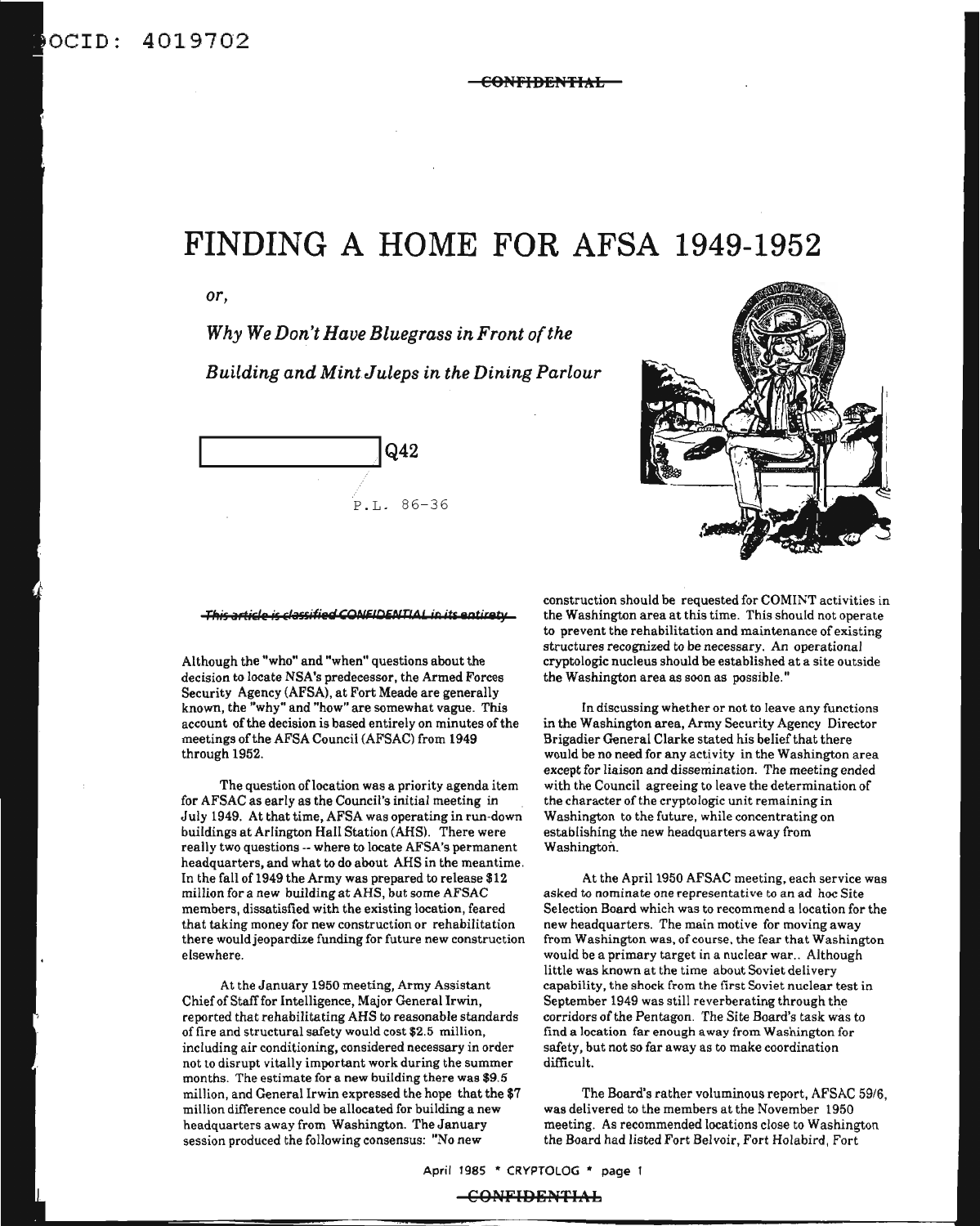# FINDING A HOME FOR AFSA 1949-1952

*or,*

*Why We Don't Have Bluegrass in Front of the Building and Mint Juleps in the Dining Parlour*

[redacted] Q42

P.L. 86-36

~~This article is classified CONFIDENTIAL in its entirety~~

Although the "who" and "when" questions about the decision to locate NSA's predecessor, the Armed Forces Security Agency (AFSA), at Fort Meade are generally known, the "why" and "how" are somewhat vague. This account of the decision is based entirely on minutes of the meetings of the AFSA Council (AFSAC) from 1949 through 1952.

The question of location was a priority agenda item for AFSAC as early as the Council's initial meeting in July 1949. At that time, AFSA was operating in run-down buildings at Arlington Hall Station (AHS). There were really two questions -- where to locate AFSA's permanent headquarters, and what to do about AHS in the meantime. In the fall of 1949 the Army was prepared to release $12 million for a new building at AHS, but some AFSAC members, dissatisfied with the existing location, feared that taking money for new construction or rehabilitation there would jeopardize funding for future new construction elsewhere.

At the January 1950 meeting, Army Assistant Chief of Staff for Intelligence, Major General Irwin, reported that rehabilitating AHS to reasonable standards of fire and structural safety would cost $2.5 million, including air conditioning, considered necessary in order not to disrupt vitally important work during the summer months. The estimate for a new building there was $9.5 million, and General Irwin expressed the hope that the $7 million difference could be allocated for building a new headquarters away from Washington. The January session produced the following consensus: "No new construction should be requested for COMINT activities in the Washington area at this time. This should not operate to prevent the rehabilitation and maintenance of existing structures recognized to be necessary. An operational cryptologic nucleus should be established at a site outside the Washington area as soon as possible."

In discussing whether or not to leave any functions in the Washington area, Army Security Agency Director Brigadier General Clarke stated his belief that there would be no need for any activity in the Washington area except for liaison and dissemination. The meeting ended with the Council agreeing to leave the determination of the character of the cryptologic unit remaining in Washington to the future, while concentrating on establishing the new headquarters away from Washington.

At the April 1950 AFSAC meeting, each service was asked to nominate one representative to an ad hoc Site Selection Board which was to recommend a location for the new headquarters. The main motive for moving away from Washington was, of course, the fear that Washington would be a primary target in a nuclear war.. Although little was known at the time about Soviet delivery capability, the shock from the first Soviet nuclear test in September 1949 was still reverberating through the corridors of the Pentagon. The Site Board's task was to find a location far enough away from Washington for safety, but not so far away as to make coordination difficult.

The Board's rather voluminous report, AFSAC 59/6, was delivered to the members at the November 1950 meeting. As recommended locations close to Washington the Board had listed Fort Belvoir, Fort Holabird, Fort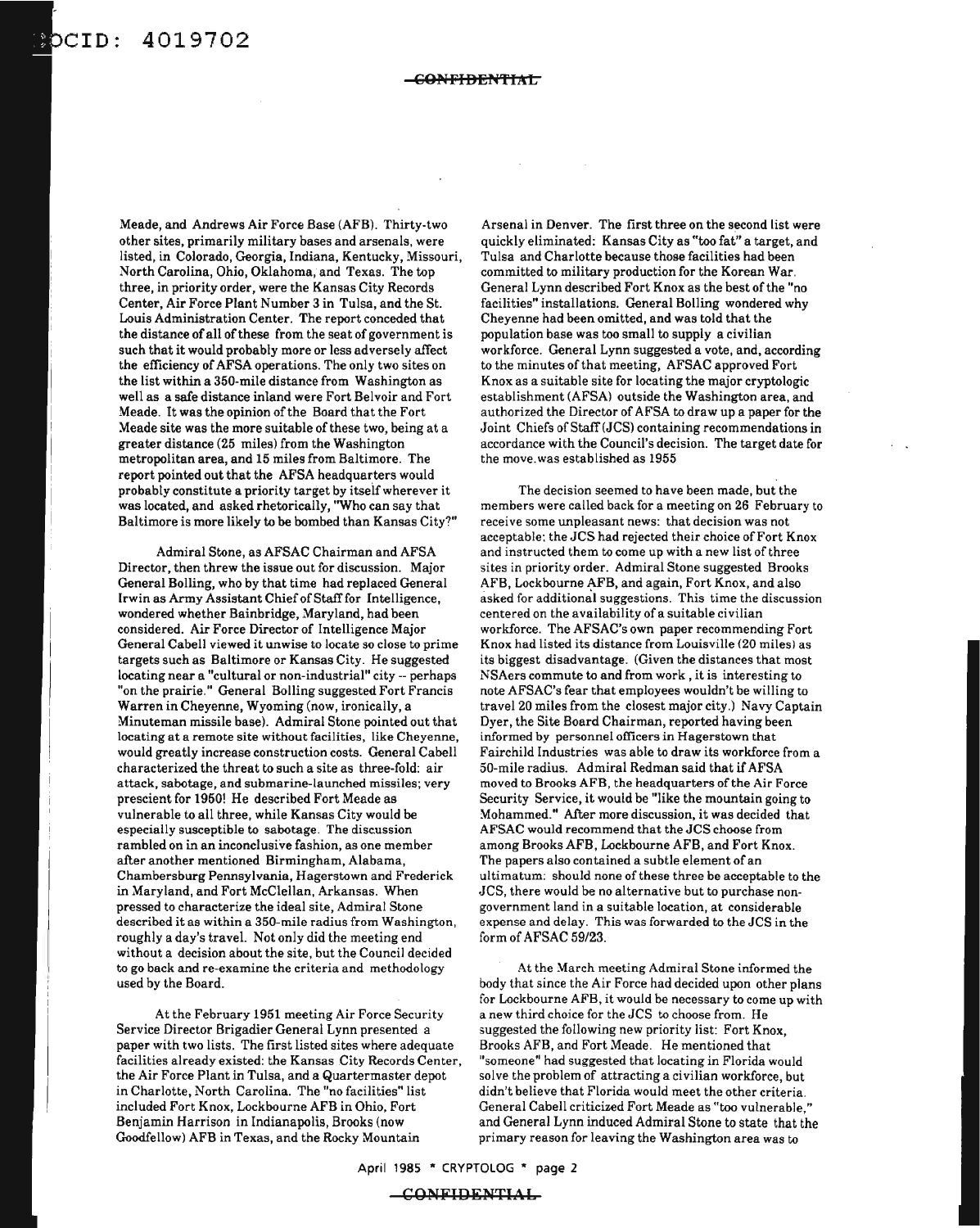Meade, and Andrews Air Force Base (AFB). Thirty-two other sites, primarily military bases and arsenals, were listed, in Colorado, Georgia, Indiana, Kentucky, Missouri, North Carolina, Ohio, Oklahoma, and Texas. The top three, in priority order, were the Kansas City Records Center, Air Force Plant Number 3 in Tulsa, and the St. Louis Administration Center. The report conceded that the distance of all of these from the seat of government is such that it would probably more or less adversely affect the efficiency of AFSA operations. The only two sites on the list within a 350-mile distance from Washington as well as a safe distance inland were Fort Belvoir and Fort Meade. It was the opinion of the Board that the Fort Meade site was the more suitable of these two, being at a greater distance (25 miles) from the Washington metropolitan area, and 15 miles from Baltimore. The report pointed out that the AFSA headquarters would probably constitute a priority target by itself wherever it was located, and asked rhetorically, "Who can say that Baltimore is more likely to be bombed than Kansas City?"

Admiral Stone, as AFSAC Chairman and AFSA Director, then threw the issue out for discussion. Major General Bolling, who by that time had replaced General Irwin as Army Assistant Chief of Staff for Intelligence, wondered whether Bainbridge, Maryland, had been considered. Air Force Director of Intelligence Major General Cabell viewed it unwise to locate so close to prime targets such as Baltimore or Kansas City. He suggested locating near a "cultural or non-industrial" city -- perhaps "on the prairie." General Bolling suggested Fort Francis Warren in Cheyenne, Wyoming (now, ironically, a Minuteman missile base). Admiral Stone pointed out that locating at a remote site without facilities, like Cheyenne, would greatly increase construction costs. General Cabell characterized the threat to such a site as three-fold: air attack, sabotage, and submarine-launched missiles; very prescient for 1950! He described Fort Meade as vulnerable to all three, while Kansas City would be especially susceptible to sabotage. The discussion rambled on in an inconclusive fashion, as one member after another mentioned Birmingham, Alabama, Chambersburg Pennsylvania, Hagerstown and Frederick in Maryland, and Fort McClellan, Arkansas. When pressed to characterize the ideal site, Admiral Stone described it as within a 350-mile radius from Washington, roughly a day's travel. Not only did the meeting end without a decision about the site, but the Council decided to go back and re-examine the criteria and methodology used by the Board.

At the February 1951 meeting Air Force Security Service Director Brigadier General Lynn presented a paper with two lists. The first listed sites where adequate facilities already existed: the Kansas City Records Center, the Air Force Plant in Tulsa, and a Quartermaster depot in Charlotte, North Carolina. The "no facilities" list included Fort Knox, Lockbourne AFB in Ohio, Fort Benjamin Harrison in Indianapolis, Brooks (now Goodfellow) AFB in Texas, and the Rocky Mountain Arsenal in Denver. The first three on the second list were quickly eliminated: Kansas City as "too fat" a target, and Tulsa and Charlotte because those facilities had been committed to military production for the Korean War. General Lynn described Fort Knox as the best of the "no facilities" installations. General Bolling wondered why Cheyenne had been omitted, and was told that the population base was too small to supply a civilian workforce. General Lynn suggested a vote, and, according to the minutes of that meeting, AFSAC approved Fort Knox as a suitable site for locating the major cryptologic establishment (AFSA) outside the Washington area, and authorized the Director of AFSA to draw up a paper for the Joint Chiefs of Staff (JCS) containing recommendations in accordance with the Council's decision. The target date for the move was established as 1955

The decision seemed to have been made, but the members were called back for a meeting on 26 February to receive some unpleasant news: that decision was not acceptable; the JCS had rejected their choice of Fort Knox and instructed them to come up with a new list of three sites in priority order. Admiral Stone suggested Brooks AFB, Lockbourne AFB, and again, Fort Knox, and also asked for additional suggestions. This time the discussion centered on the availability of a suitable civilian workforce. The AFSAC's own paper recommending Fort Knox had listed its distance from Louisville (20 miles) as its biggest disadvantage. (Given the distances that most NSAers commute to and from work, it is interesting to note AFSAC's fear that employees wouldn't be willing to travel 20 miles from the closest major city.) Navy Captain Dyer, the Site Board Chairman, reported having been informed by personnel officers in Hagerstown that Fairchild Industries was able to draw its workforce from a 50-mile radius. Admiral Redman said that if AFSA moved to Brooks AFB, the headquarters of the Air Force Security Service, it would be "like the mountain going to Mohammed." After more discussion, it was decided that AFSAC would recommend that the JCS choose from among Brooks AFB, Lockbourne AFB, and Fort Knox. The papers also contained a subtle element of an ultimatum: should none of these three be acceptable to the JCS, there would be no alternative but to purchase non-government land in a suitable location, at considerable expense and delay. This was forwarded to the JCS in the form of AFSAC 59/23.

At the March meeting Admiral Stone informed the body that since the Air Force had decided upon other plans for Lockbourne AFB, it would be necessary to come up with a new third choice for the JCS to choose from. He suggested the following new priority list: Fort Knox, Brooks AFB, and Fort Meade. He mentioned that "someone" had suggested that locating in Florida would solve the problem of attracting a civilian workforce, but didn't believe that Florida would meet the other criteria. General Cabell criticized Fort Meade as "too vulnerable," and General Lynn induced Admiral Stone to state that the primary reason for leaving the Washington area was to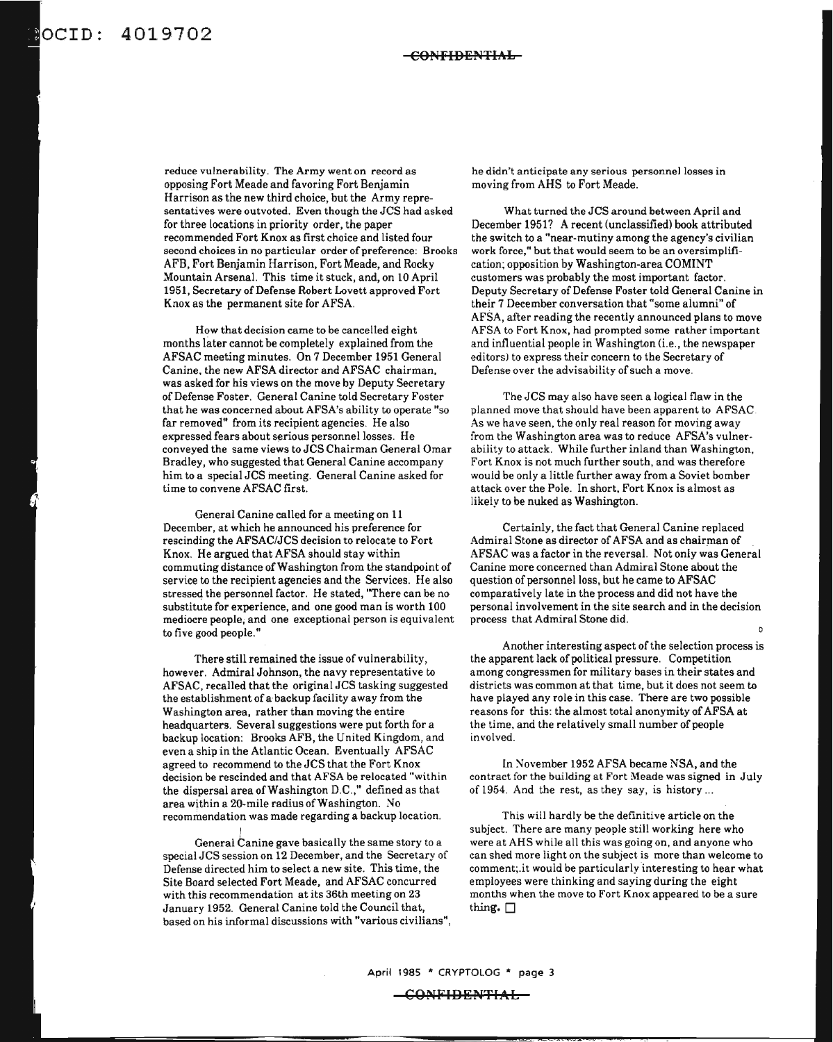reduce vulnerability. The Army went on record as opposing Fort Meade and favoring Fort Benjamin Harrison as the new third choice, but the Army representatives were outvoted. Even though the JCS had asked for three locations in priority order, the paper recommended Fort Knox as first choice and listed four second choices in no particular order of preference: Brooks AFB, Fort Benjamin Harrison, Fort Meade, and Rocky Mountain Arsenal. This time it stuck, and, on 10 April 1951, Secretary of Defense Robert Lovett approved Fort Knox as the permanent site for AFSA.

How that decision came to be cancelled eight months later cannot be completely explained from the AFSAC meeting minutes. On 7 December 1951 General Canine, the new AFSA director and AFSAC chairman, was asked for his views on the move by Deputy Secretary of Defense Foster. General Canine told Secretary Foster that he was concerned about AFSA's ability to operate "so far removed" from its recipient agencies. He also expressed fears about serious personnel losses. He conveyed the same views to JCS Chairman General Omar Bradley, who suggested that General Canine accompany him to a special JCS meeting. General Canine asked for time to convene AFSAC first.

General Canine called for a meeting on 11 December, at which he announced his preference for rescinding the AFSAC/JCS decision to relocate to Fort Knox. He argued that AFSA should stay within commuting distance of Washington from the standpoint of service to the recipient agencies and the Services. He also stressed the personnel factor. He stated, "There can be no substitute for experience, and one good man is worth 100 mediocre people, and one exceptional person is equivalent to five good people."

There still remained the issue of vulnerability, however. Admiral Johnson, the navy representative to AFSAC, recalled that the original JCS tasking suggested the establishment of a backup facility away from the Washington area, rather than moving the entire headquarters. Several suggestions were put forth for a backup location: Brooks AFB, the United Kingdom, and even a ship in the Atlantic Ocean. Eventually AFSAC agreed to recommend to the JCS that the Fort Knox decision be rescinded and that AFSA be relocated "within the dispersal area of Washington D.C.," defined as that area within a 20-mile radius of Washington. No recommendation was made regarding a backup location.

General Canine gave basically the same story to a special JCS session on 12 December, and the Secretary of Defense directed him to select a new site. This time, the Site Board selected Fort Meade, and AFSAC concurred with this recommendation at its 36th meeting on 23 January 1952. General Canine told the Council that, based on his informal discussions with "various civilians", he didn't anticipate any serious personnel losses in moving from AHS to Fort Meade.

What turned the JCS around between April and December 1951? A recent (unclassified) book attributed the switch to a "near-mutiny among the agency's civilian work force," but that would seem to be an oversimplification; opposition by Washington-area COMINT customers was probably the most important factor. Deputy Secretary of Defense Foster told General Canine in their 7 December conversation that "some alumni" of AFSA, after reading the recently announced plans to move AFSA to Fort Knox, had prompted some rather important and influential people in Washington (i.e., the newspaper editors) to express their concern to the Secretary of Defense over the advisability of such a move.

The JCS may also have seen a logical flaw in the planned move that should have been apparent to AFSAC. As we have seen, the only real reason for moving away from the Washington area was to reduce AFSA's vulnerability to attack. While further inland than Washington, Fort Knox is not much further south, and was therefore would be only a little further away from a Soviet bomber attack over the Pole. In short, Fort Knox is almost as likely to be nuked as Washington.

Certainly, the fact that General Canine replaced Admiral Stone as director of AFSA and as chairman of AFSAC was a factor in the reversal. Not only was General Canine more concerned than Admiral Stone about the question of personnel loss, but he came to AFSAC comparatively late in the process and did not have the personal involvement in the site search and in the decision process that Admiral Stone did.

Another interesting aspect of the selection process is the apparent lack of political pressure. Competition among congressmen for military bases in their states and districts was common at that time, but it does not seem to have played any role in this case. There are two possible reasons for this: the almost total anonymity of AFSA at the time, and the relatively small number of people involved.

In November 1952 AFSA became NSA, and the contract for the building at Fort Meade was signed in July of 1954. And the rest, as they say, is history...

This will hardly be the definitive article on the subject. There are many people still working here who were at AHS while all this was going on, and anyone who can shed more light on the subject is more than welcome to comment; it would be particularly interesting to hear what employees were thinking and saying during the eight months when the move to Fort Knox appeared to be a sure thing. □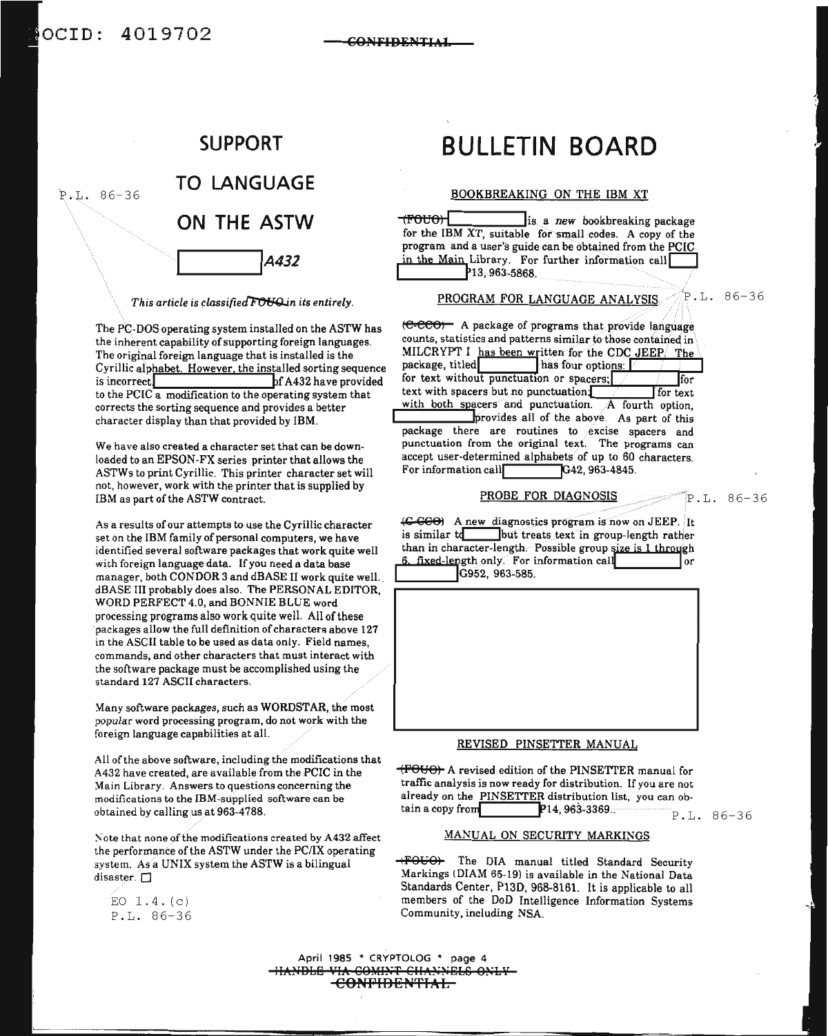## SUPPORT TO LANGUAGE ON THE ASTW

A432

*This article is classified ~~FOUO~~ in its entirely.*

The PC-DOS operating system installed on the ASTW has the inherent capability of supporting foreign languages. The original foreign language that is installed is the Cyrillic alphabet. However, the installed sorting sequence is incorrect. of A432 have provided to the PCIC a modification to the operating system that corrects the sorting sequence and provides a better character display than that provided by IBM.

We have also created a character set that can be downloaded to an EPSON-FX series printer that allows the ASTWs to print Cyrillic. This printer character set will not, however, work with the printer that is supplied by IBM as part of the ASTW contract.

As a results of our attempts to use the Cyrillic character set on the IBM family of personal computers, we have identified several software packages that work quite well with foreign language data. If you need a data base manager, both CONDOR 3 and dBASE II work quite well. dBASE III probably does also. The PERSONAL EDITOR, WORD PERFECT 4.0, and BONNIE BLUE word processing programs also work quite well. All of these packages allow the full definition of characters above 127 in the ASCII table to be used as data only. Field names, commands, and other characters that must interact with the software package must be accomplished using the standard 127 ASCII characters.

Many software packages, such as WORDSTAR, the most *popular* word processing program, do not work with the foreign language capabilities at all.

All of the above software, including the modifications that A432 have created, are available from the PCIC in the Main Library. Answers to questions concerning the modifications to the IBM-supplied software can be obtained by calling us at 963-4788.

Note that none of the modifications created by A432 affect the performance of the ASTW under the PC/IX operating system. As a UNIX system the ASTW is a bilingual disaster. ☐

EO 1.4.(c)
P.L. 86-36

# BULLETIN BOARD

### BOOKBREAKING ON THE IBM XT

~~(FOUO)~~ is a *new* bookbreaking package for the IBM XT, suitable for small codes. A copy of the program and a user's guide can be obtained from the PCIC in the Main Library. For further information call P13, 963-5868.

### PROGRAM FOR LANGUAGE ANALYSIS

~~(C-CCO)~~ A package of programs that provide language counts, statistics and patterns similar to those contained in MILCRYPT I has been written for the CDC JEEP. The package, titled has four options: for text without punctuation or spacers; for text with spacers but no punctuation; for text with both spacers and punctuation. A fourth option, provides all of the above. As part of this package there are routines to excise spacers and punctuation from the original text. The programs can accept user-determined alphabets of up to 60 characters. For information call G42, 963-4845.

### PROBE FOR DIAGNOSIS

~~(C-CCO)~~ A new diagnostics program is now on JEEP. It is similar to but treats text in group-length rather than in character-length. Possible group size is 1 through 6, fixed-length only. For information call or G952, 963-585.

### REVISED PINSETTER MANUAL

~~(FOUO)~~ A revised edition of the PINSETTER manual for traffic analysis is now ready for distribution. If you are not already on the PINSETTER distribution list, you can obtain a copy from P14, 963-3369.

### MANUAL ON SECURITY MARKINGS

~~(FOUO)~~ The DIA manual titled Standard Security Markings (DIAM 65-19) is available in the National Data Standards Center, P13D, 968-8161. It is applicable to all members of the DoD Intelligence Information Systems Community, including NSA.

P.L. 86-36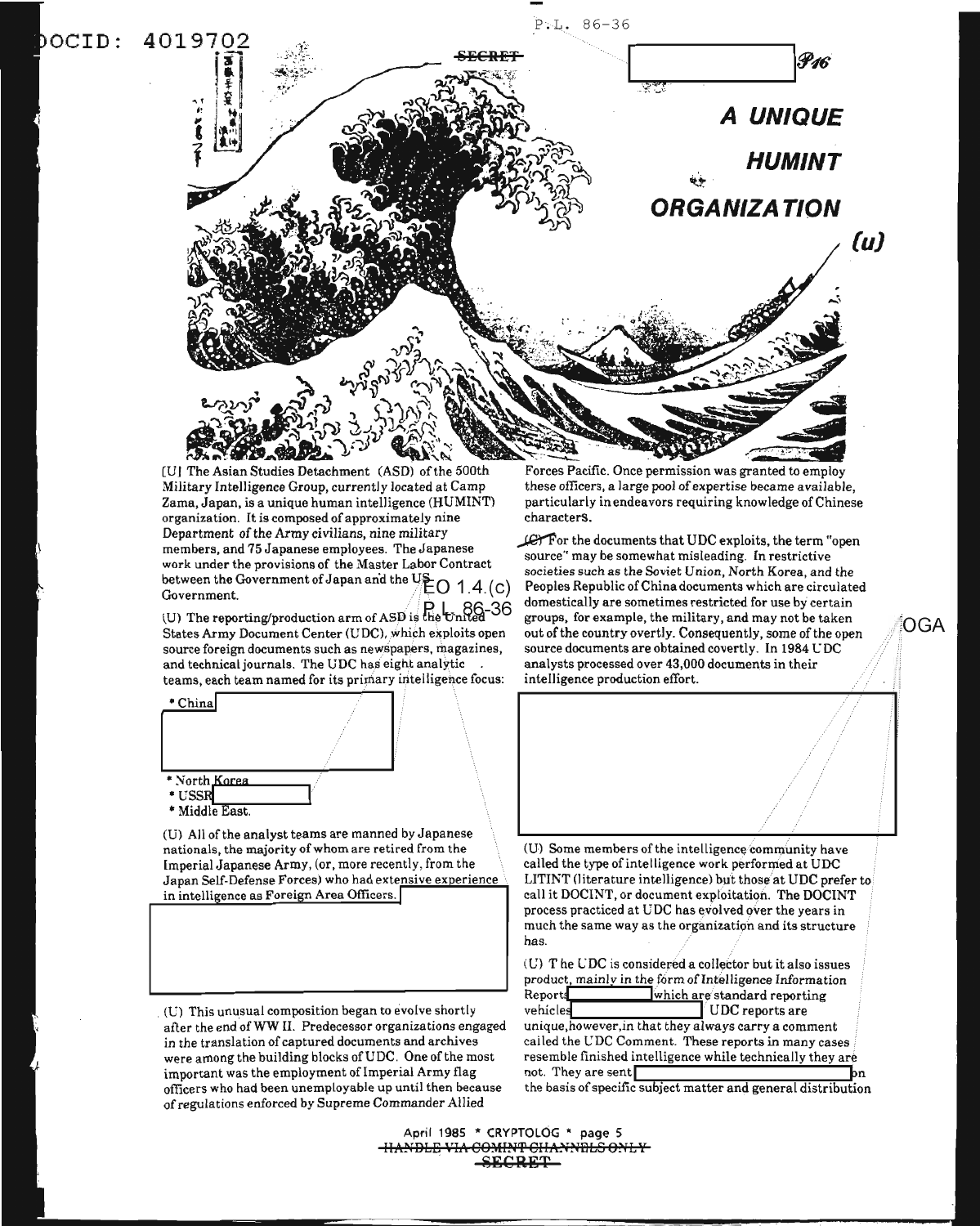# A UNIQUE HUMINT ORGANIZATION (u)

(U) The Asian Studies Detachment (ASD) of the 500th Military Intelligence Group, currently located at Camp Zama, Japan, is a unique human intelligence (HUMINT) organization. It is composed of approximately nine Department of the Army civilians, nine military members, and 75 Japanese employees. The Japanese work under the provisions of the Master Labor Contract between the Government of Japan and the US Government.

(U) The reporting/production arm of ASD is the United States Army Document Center (UDC), which exploits open source foreign documents such as newspapers, magazines, and technical journals. The UDC has eight analytic teams, each team named for its primary intelligence focus:

* China
* North Korea
* USSR
* Middle East.

(U) All of the analyst teams are manned by Japanese nationals, the majority of whom are retired from the Imperial Japanese Army, (or, more recently, from the Japan Self-Defense Forces) who had extensive experience in intelligence as Foreign Area Officers.

(U) This unusual composition began to evolve shortly after the end of WW II. Predecessor organizations engaged in the translation of captured documents and archives were among the building blocks of UDC. One of the most important was the employment of Imperial Army flag officers who had been unemployable up until then because of regulations enforced by Supreme Commander Allied Forces Pacific. Once permission was granted to employ these officers, a large pool of expertise became available, particularly in endeavors requiring knowledge of Chinese characters.

(C) For the documents that UDC exploits, the term "open source" may be somewhat misleading. In restrictive societies such as the Soviet Union, North Korea, and the Peoples Republic of China documents which are circulated domestically are sometimes restricted for use by certain groups, for example, the military, and may not be taken out of the country overtly. Consequently, some of the open source documents are obtained covertly. In 1984 UDC analysts processed over 43,000 documents in their intelligence production effort.

(U) Some members of the intelligence community have called the type of intelligence work performed at UDC LITINT (literature intelligence) but those at UDC prefer to call it DOCINT, or document exploitation. The DOCINT process practiced at UDC has evolved over the years in much the same way as the organization and its structure has.

(U) The UDC is considered a collector but it also issues product, mainly in the form of Intelligence Information Reports which are standard reporting vehicles UDC reports are unique, however, in that they always carry a comment called the UDC Comment. These reports in many cases resemble finished intelligence while technically they are not. They are sent on the basis of specific subject matter and general distribution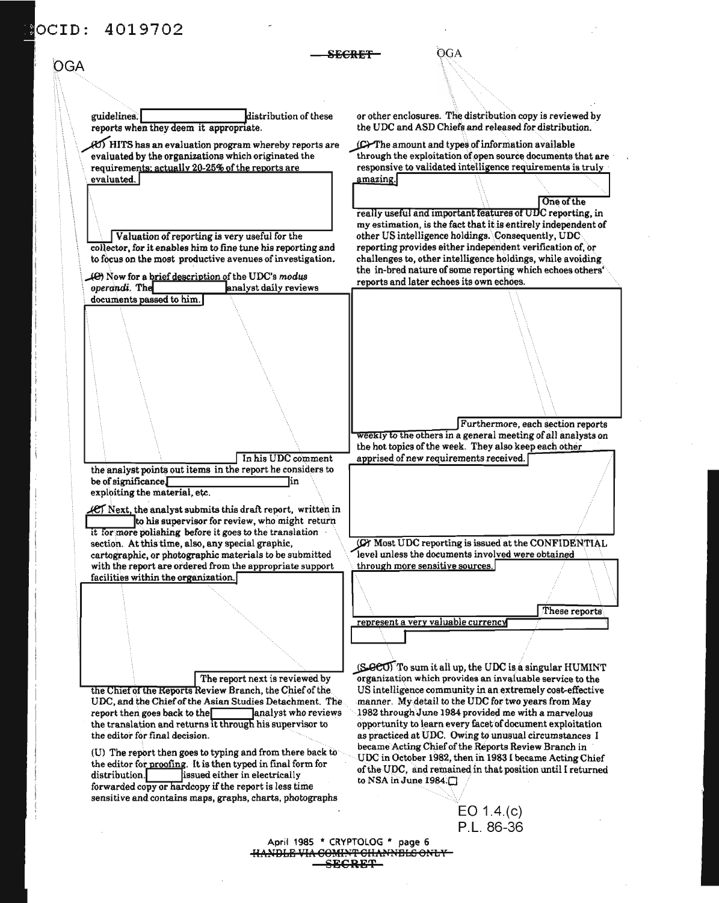guidelines. distribution of these reports when they deem it appropriate.

(U) HITS has an evaluation program whereby reports are evaluated by the organizations which originated the requirements; actually 20-25% of the reports are evaluated.

Valuation of reporting is very useful for the collector, for it enables him to fine tune his reporting and to focus on the most productive avenues of investigation.

(C) Now for a brief description of the UDC's *modus operandi*. The analyst daily reviews documents passed to him.

In his UDC comment the analyst points out items in the report he considers to be of significance in exploiting the material, etc.

(C) Next, the analyst submits this draft report, written in to his supervisor for review, who might return it for more polishing before it goes to the translation section. At this time, also, any special graphic, cartographic, or photographic materials to be submitted with the report are ordered from the appropriate support facilities within the organization.

The report next is reviewed by the Chief of the Reports Review Branch, the Chief of the UDC, and the Chief of the Asian Studies Detachment. The report then goes back to the analyst who reviews the translation and returns it through his supervisor to the editor for final decision.

(U) The report then goes to typing and from there back to the editor for proofing. It is then typed in final form for distribution. issued either in electrically forwarded copy or hardcopy if the report is less time sensitive and contains maps, graphs, charts, photographs or other enclosures. The distribution copy is reviewed by the UDC and ASD Chiefs and released for distribution.

(C) The amount and types of information available through the exploitation of open source documents that are responsive to validated intelligence requirements is truly amazing.

One of the really useful and important features of UDC reporting, in my estimation, is the fact that it is entirely independent of other US intelligence holdings. Consequently, UDC reporting provides either independent verification of, or challenges to, other intelligence holdings, while avoiding the in-bred nature of some reporting which echoes others' reports and later echoes its own echoes.

Furthermore, each section reports weekly to the others in a general meeting of all analysts on the hot topics of the week. They also keep each other apprised of new requirements received.

(C) Most UDC reporting is issued at the CONFIDENTIAL level unless the documents involved were obtained through more sensitive sources.

These reports represent a very valuable currency

(S-CCO) To sum it all up, the UDC is a singular HUMINT organization which provides an invaluable service to the US intelligence community in an extremely cost-effective manner. My detail to the UDC for two years from May 1982 through June 1984 provided me with a marvelous opportunity to learn every facet of document exploitation as practiced at UDC. Owing to unusual circumstances I became Acting Chief of the Reports Review Branch in UDC in October 1982, then in 1983 I became Acting Chief of the UDC, and remained in that position until I returned to NSA in June 1984.

EO 1.4.(c)
P.L. 86-36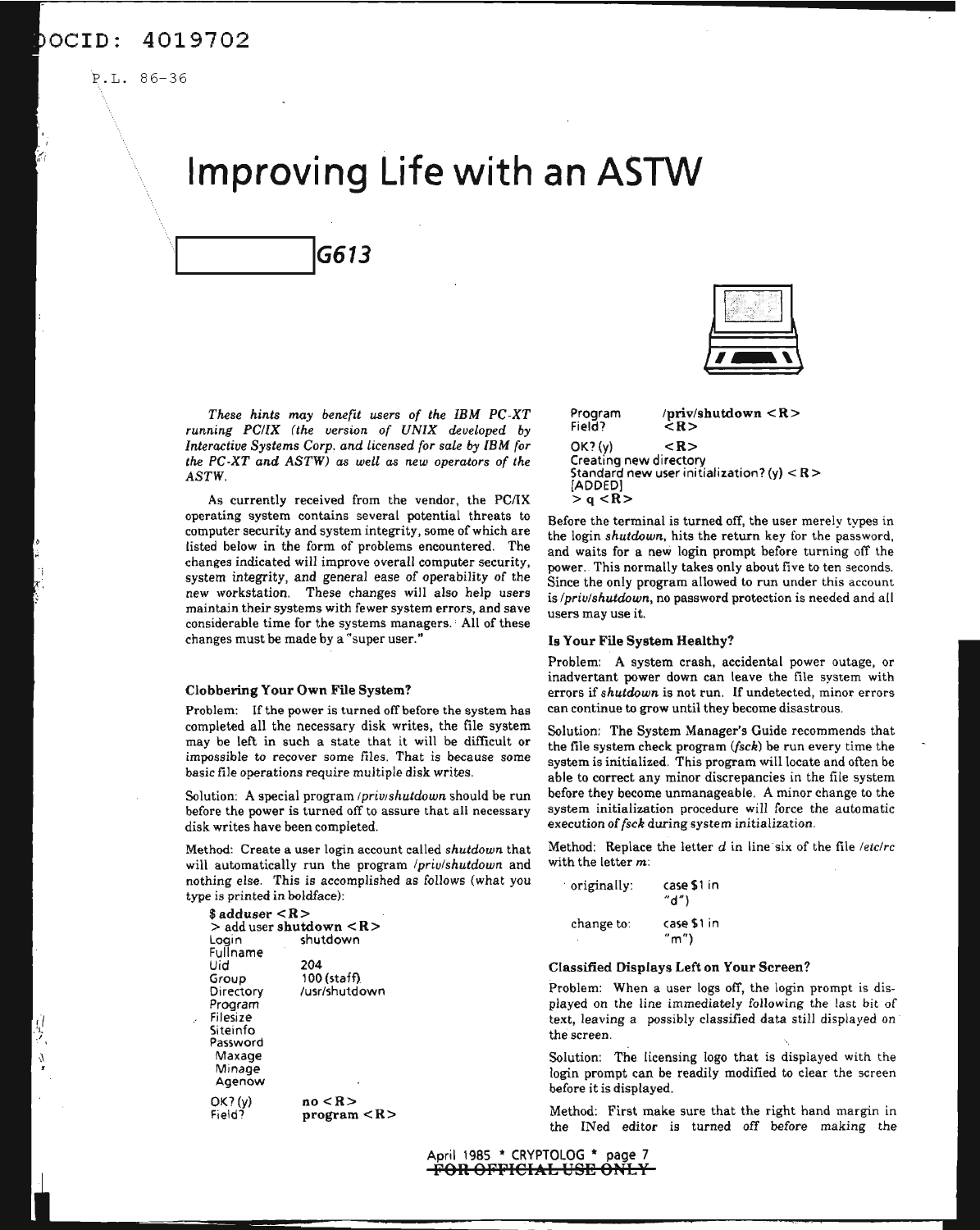DOCID: 4019702

P.L. 86-36

# Improving Life with an ASTW

G613

*These hints may benefit users of the IBM PC-XT running PC/IX (the version of UNIX developed by Interactive Systems Corp. and licensed for sale by IBM for the PC-XT and ASTW) as well as new operators of the ASTW.*

As currently received from the vendor, the PC/IX operating system contains several potential threats to computer security and system integrity, some of which are listed below in the form of problems encountered. The changes indicated will improve overall computer security, system integrity, and general ease of operability of the new workstation. These changes will also help users maintain their systems with fewer system errors, and save considerable time for the systems managers. All of these changes must be made by a "super user."

### Clobbering Your Own File System?

Problem: If the power is turned off before the system has completed all the necessary disk writes, the file system may be left in such a state that it will be difficult or impossible to recover some files. That is because some basic file operations require multiple disk writes.

Solution: A special program */priv/shutdown* should be run before the power is turned off to assure that all necessary disk writes have been completed.

Method: Create a user login account called *shutdown* that will automatically run the program */priv/shutdown* and nothing else. This is accomplished as follows (what you type is printed in boldface):

```
$ adduser <R>
> add user shutdown <R>
Login          shutdown
Fullname
Uid            204
Group          100 (staff)
Directory      /usr/shutdown
Program
Filesize
Siteinfo
Password
 Maxage
 Minage
 Agenow
OK? (y)        no <R>
Field?         program <R>
Program        /priv/shutdown <R>
Field?         <R>
OK? (y)        <R>
Creating new directory
Standard new user initialization? (y) <R>
[ADDED]
> q <R>
```

Before the terminal is turned off, the user merely types in the login *shutdown*, hits the return key for the password, and waits for a new login prompt before turning off the power. This normally takes only about five to ten seconds. Since the only program allowed to run under this account is */priv/shutdown*, no password protection is needed and all users may use it.

### Is Your File System Healthy?

Problem: A system crash, accidental power outage, or inadvertant power down can leave the file system with errors if *shutdown* is not run. If undetected, minor errors can continue to grow until they become disastrous.

Solution: The System Manager's Guide recommends that the file system check program (*fsck*) be run every time the system is initialized. This program will locate and often be able to correct any minor discrepancies in the file system before they become unmanageable. A minor change to the system initialization procedure will force the automatic execution of *fsck* during system initialization.

Method: Replace the letter *d* in line six of the file */etc/rc* with the letter *m*:

| | |
|---|---|
| originally: | case $1 in "d") |
| change to: | case $1 in "m") |

### Classified Displays Left on Your Screen?

Problem: When a user logs off, the login prompt is displayed on the line immediately following the last bit of text, leaving a possibly classified data still displayed on the screen.

Solution: The licensing logo that is displayed with the login prompt can be readily modified to clear the screen before it is displayed.

Method: First make sure that the right hand margin in the INed editor is turned off before making the

April 1985 * CRYPTOLOG * page 7

~~FOR OFFICIAL USE ONLY~~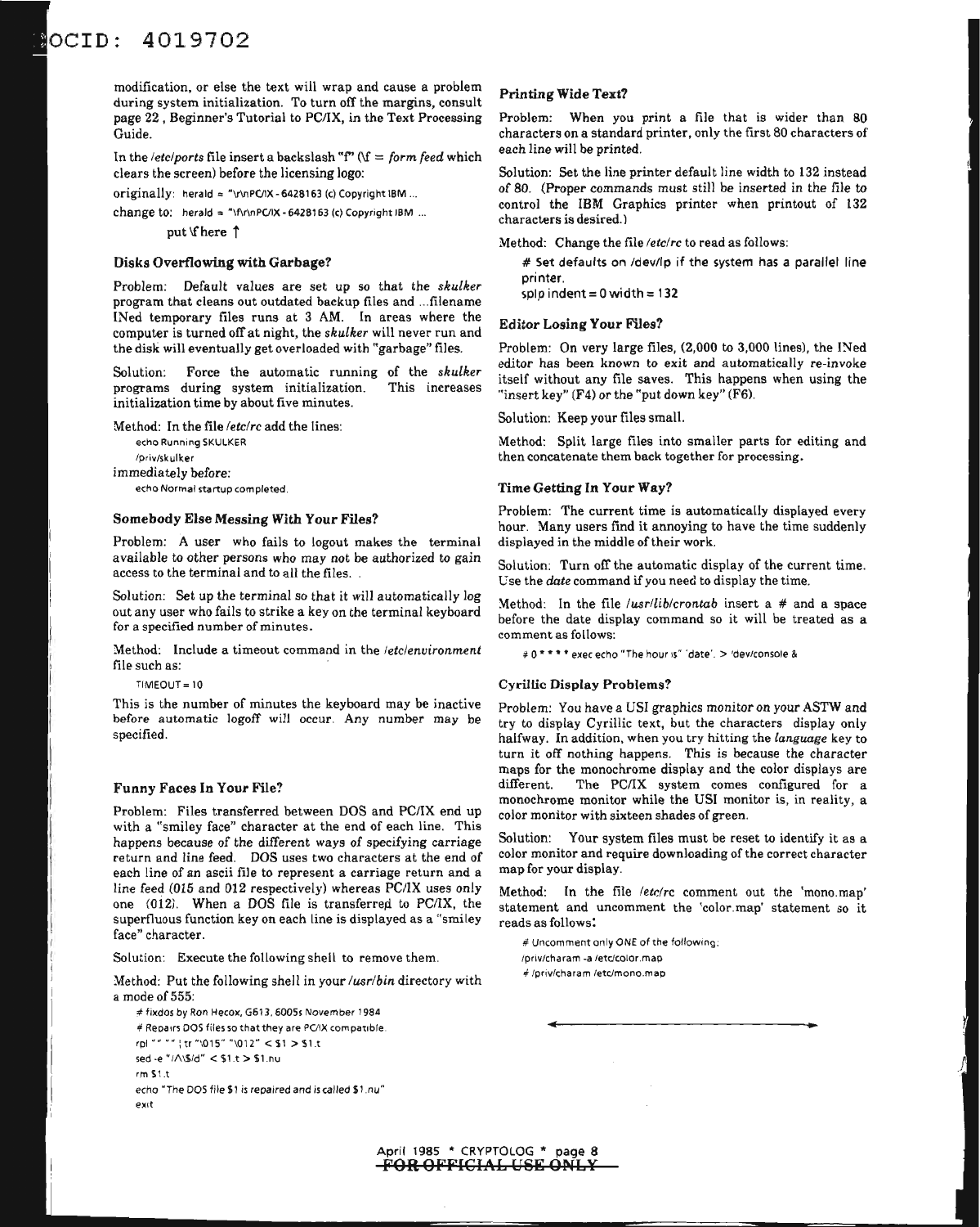modification, or else the text will wrap and cause a problem during system initialization. To turn off the margins, consult page 22, Beginner's Tutorial to PC/IX, in the Text Processing Guide.

In the */etc/ports* file insert a backslash "f" (\f = *form feed* which clears the screen) before the licensing logo:

originally: `herald = "\r\nPC/IX - 6428163 (c) Copyright IBM ...`

change to: `herald = "\f\r\nPC/IX - 6428163 (c) Copyright IBM ...`

put \f here ↑

### Disks Overflowing with Garbage?

Problem: Default values are set up so that the *skulker* program that cleans out outdated backup files and ...filename INed temporary files runs at 3 AM. In areas where the computer is turned off at night, the *skulker* will never run and the disk will eventually get overloaded with "garbage" files.

Solution: Force the automatic running of the *skulker* programs during system initialization. This increases initialization time by about five minutes.

Method: In the file */etc/rc* add the lines:

```
echo Running SKULKER
/priv/skulker
```

immediately before:

```
echo Normal startup completed.
```

### Somebody Else Messing With Your Files?

Problem: A user who fails to logout makes the terminal available to other persons who may not be authorized to gain access to the terminal and to all the files.

Solution: Set up the terminal so that it will automatically log out any user who fails to strike a key on the terminal keyboard for a specified number of minutes.

Method: Include a timeout command in the */etc/environment* file such as:

```
TIMEOUT = 10
```

This is the number of minutes the keyboard may be inactive before automatic logoff will occur. Any number may be specified.

### Funny Faces In Your File?

Problem: Files transferred between DOS and PC/IX end up with a "smiley face" character at the end of each line. This happens because of the different ways of specifying carriage return and line feed. DOS uses two characters at the end of each line of an ascii file to represent a carriage return and a line feed (015 and 012 respectively) whereas PC/IX uses only one (012). When a DOS file is transferred to PC/IX, the superfluous function key on each line is displayed as a "smiley face" character.

Solution: Execute the following shell to remove them.

Method: Put the following shell in your */usr/bin* directory with a mode of 555:

```
# fixdos by Ron Hecox, G613, 6005s November 1984
# Repairs DOS files so that they are PC/IX compatible.
rpl "" "" | tr "\015" "\012" < $1 > $1.t
sed -e "/^\$/d" < $1.t > $1.nu
rm $1.t
echo "The DOS file $1 is repaired and is called $1.nu"
exit
```

### Printing Wide Text?

Problem: When you print a file that is wider than 80 characters on a standard printer, only the first 80 characters of each line will be printed.

Solution: Set the line printer default line width to 132 instead of 80. (Proper commands must still be inserted in the file to control the IBM Graphics printer when printout of 132 characters is desired.)

Method: Change the file */etc/rc* to read as follows:

```
# Set defaults on /dev/lp if the system has a parallel line printer.
splp indent = 0 width = 132
```

### Editor Losing Your Files?

Problem: On very large files, (2,000 to 3,000 lines), the INed editor has been known to exit and automatically re-invoke itself without any file saves. This happens when using the "insert key" (F4) or the "put down key" (F6).

Solution: Keep your files small.

Method: Split large files into smaller parts for editing and then concatenate them back together for processing.

### Time Getting In Your Way?

Problem: The current time is automatically displayed every hour. Many users find it annoying to have the time suddenly displayed in the middle of their work.

Solution: Turn off the automatic display of the current time. Use the *date* command if you need to display the time.

Method: In the file */usr/lib/crontab* insert a # and a space before the date display command so it will be treated as a comment as follows:

```
# 0 * * * * exec echo "The hour is" `date`. > /dev/console &
```

### Cyrillic Display Problems?

Problem: You have a USI graphics monitor on your ASTW and try to display Cyrillic text, but the characters display only halfway. In addition, when you try hitting the *language* key to turn it off nothing happens. This is because the character maps for the monochrome display and the color displays are different. The PC/IX system comes configured for a monochrome monitor while the USI monitor is, in reality, a color monitor with sixteen shades of green.

Solution: Your system files must be reset to identify it as a color monitor and require downloading of the correct character map for your display.

Method: In the file */etc/rc* comment out the 'mono.map' statement and uncomment the 'color.map' statement so it reads as follows:

```
# Uncomment only ONE of the following:
/priv/charam -a /etc/color.map
# /priv/charam /etc/mono.map
```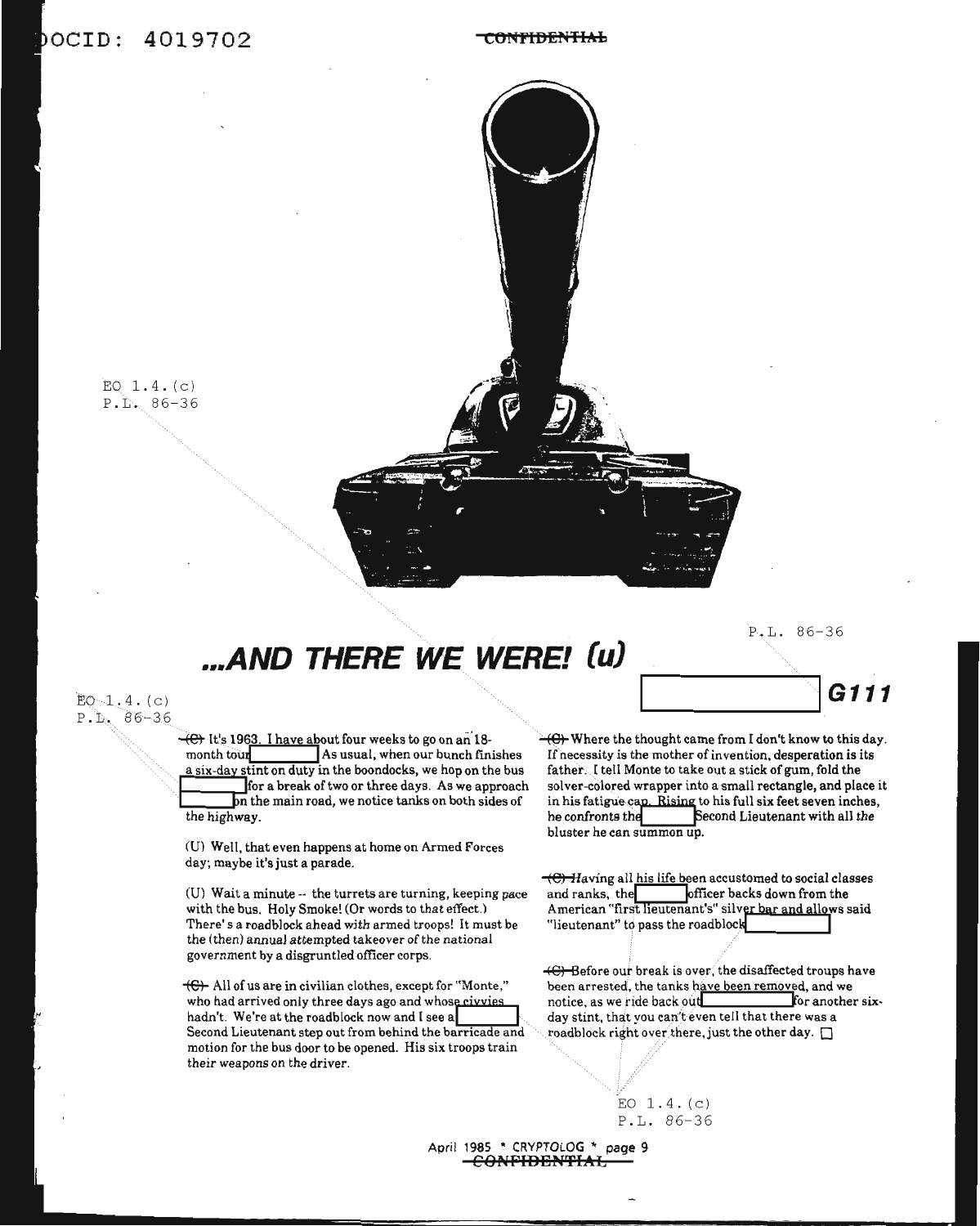# ...AND THERE WE WERE! (u)

G111

~~(C)~~ It's 1963. I have about four weeks to go on an 18-month tour ███ As usual, when our bunch finishes a six-day stint on duty in the boondocks, we hop on the bus ███ for a break of two or three days. As we approach ███ on the main road, we notice tanks on both sides of the highway.

(U) Well, that even happens at home on Armed Forces day; maybe it's just a parade.

(U) Wait a minute -- the turrets are turning, keeping pace with the bus. Holy Smoke! (Or words to that effect.) There's a roadblock ahead with armed troops! It must be the (then) annual attempted takeover of the national government by a disgruntled officer corps.

~~(C)~~ All of us are in civilian clothes, except for "Monte," who had arrived only three days ago and whose civvies hadn't. We're at the roadblock now and I see a ███ Second Lieutenant step out from behind the barricade and motion for the bus door to be opened. His six troops train their weapons on the driver.

~~(C)~~ Where the thought came from I don't know to this day. If necessity is the mother of invention, desperation is its father. I tell Monte to take out a stick of gum, fold the solver-colored wrapper into a small rectangle, and place it in his fatigue cap. Rising to his full six feet seven inches, he confronts the ███ Second Lieutenant with all the bluster he can summon up.

~~(C)~~ Having all his life been accustomed to social classes and ranks, the ███ officer backs down from the American "first lieutenant's" silver bar and allows said "lieutenant" to pass the roadblock ███

~~(C)~~ Before our break is over, the disaffected troups have been arrested, the tanks have been removed, and we notice, as we ride back out ███ for another six-day stint, that you can't even tell that there was a roadblock right over there, just the other day. ☐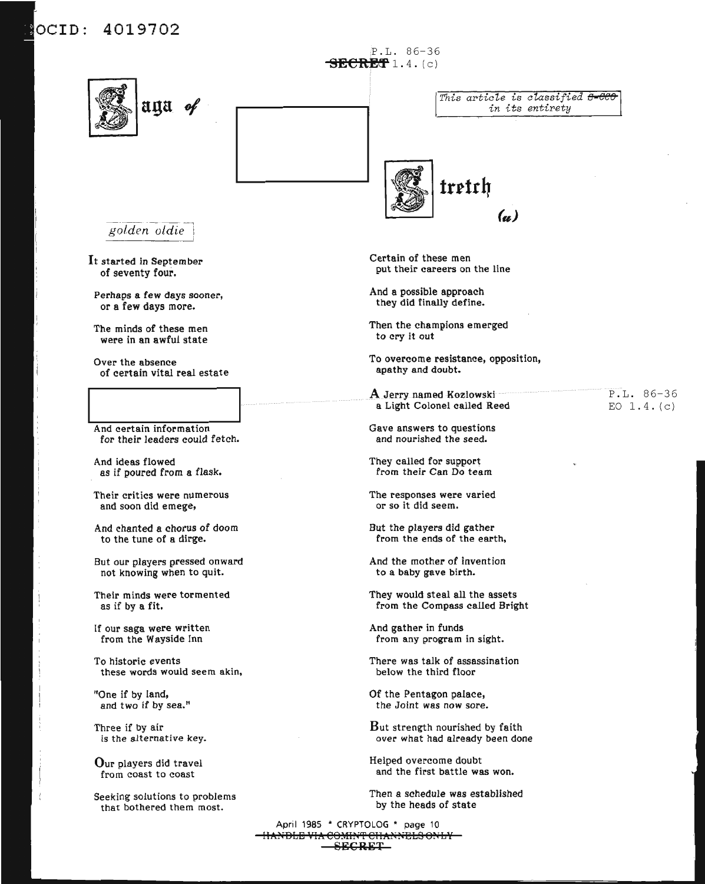P.L. 86-36
~~SECRET~~ 1.4.(c)

*This article is classified ~~S-CCO~~ in its entirety*

# Saga of [redacted] Stretch (u)

*golden oldie*

It started in September
of seventy four.

Perhaps a few days sooner,
or a few days more.

The minds of these men
were in an awful state

Over the absence
of certain vital real estate

[redacted]

And certain information
for their leaders could fetch.

And ideas flowed
as if poured from a flask.

Their critics were numerous
and soon did emege,

And chanted a chorus of doom
to the tune of a dirge.

But our players pressed onward
not knowing when to quit.

Their minds were tormented
as if by a fit.

If our saga were written
from the Wayside Inn

To historic events
these words would seem akin,

"One if by land,
and two if by sea."

Three if by air
is the alternative key.

Our players did travel
from coast to coast

Seeking solutions to problems
that bothered them most.

Certain of these men
put their careers on the line

And a possible approach
they did finally define.

Then the champions emerged
to cry it out

To overcome resistance, opposition,
apathy and doubt.

A Jerry named Kozlowski
a Light Colonel called Reed

P.L. 86-36
EO 1.4.(c)

Gave answers to questions
and nourished the seed.

They called for support
from their Can Do team

The responses were varied
or so it did seem.

But the players did gather
from the ends of the earth,

And the mother of invention
to a baby gave birth.

They would steal all the assets
from the Compass called Bright

And gather in funds
from any program in sight.

There was talk of assassination
below the third floor

Of the Pentagon palace,
the Joint was now sore.

But strength nourished by faith
over what had already been done

Helped overcome doubt
and the first battle was won.

Then a schedule was established
by the heads of state

~~HANDLE VIA COMINT CHANNELS ONLY~~
~~SECRET~~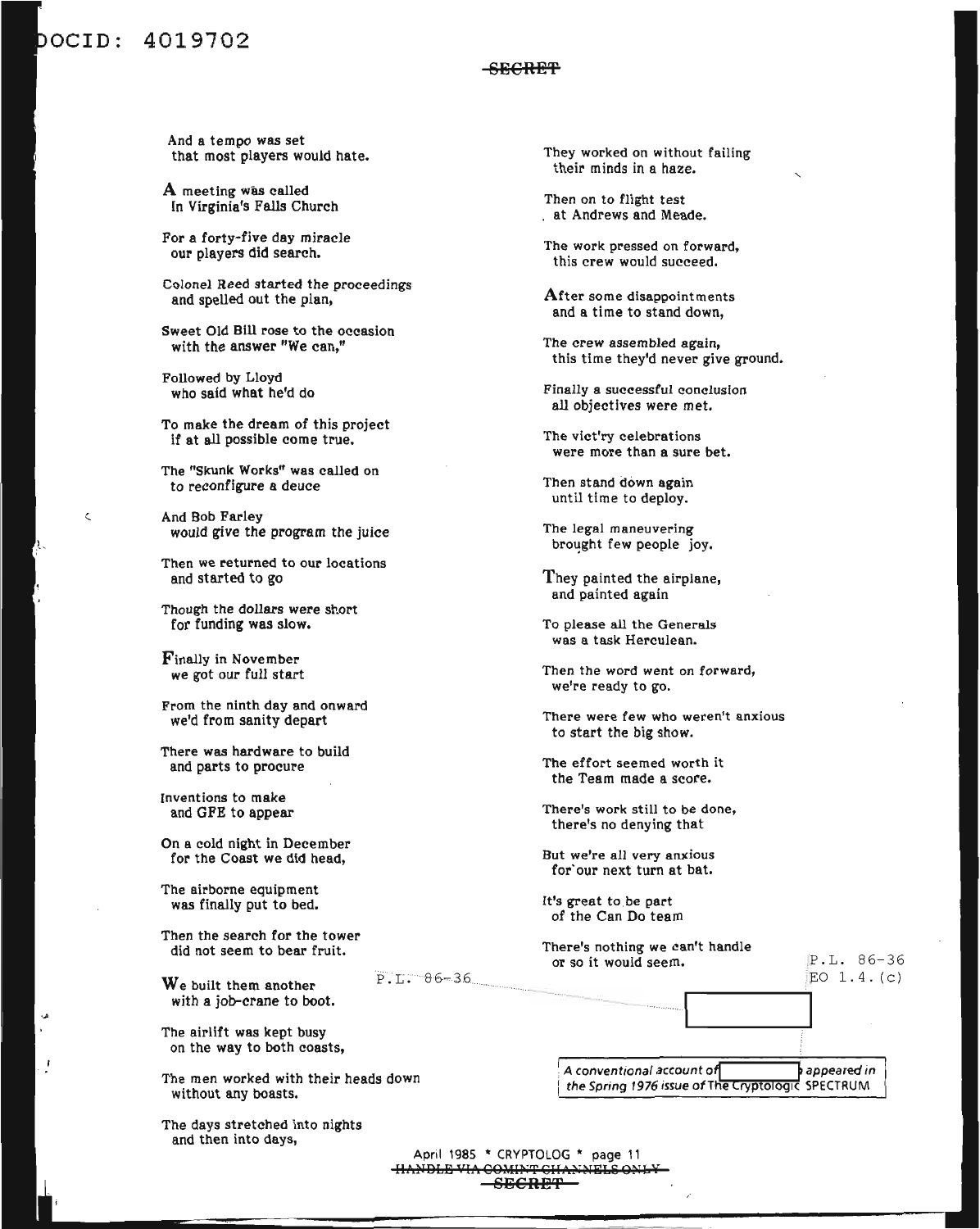And a tempo was set
that most players would hate.

A meeting was called
In Virginia's Falls Church

For a forty-five day miracle
our players did search.

Colonel Reed started the proceedings
and spelled out the plan,

Sweet Old Bill rose to the occasion
with the answer "We can,"

Followed by Lloyd
who said what he'd do

To make the dream of this project
if at all possible come true.

The "Skunk Works" was called on
to reconfigure a deuce

And Bob Farley
would give the program the juice

Then we returned to our locations
and started to go

Though the dollars were short
for funding was slow.

Finally in November
we got our full start

From the ninth day and onward
we'd from sanity depart

There was hardware to build
and parts to procure

Inventions to make
and GFE to appear

On a cold night in December
for the Coast we did head,

The airborne equipment
was finally put to bed.

Then the search for the tower
did not seem to bear fruit.

We built them another
with a job-crane to boot.

The airlift was kept busy
on the way to both coasts,

The men worked with their heads down
without any boasts.

The days stretched into nights
and then into days,

They worked on without failing
their minds in a haze.

Then on to flight test
at Andrews and Meade.

The work pressed on forward,
this crew would succeed.

After some disappointments
and a time to stand down,

The crew assembled again,
this time they'd never give ground.

Finally a successful conclusion
all objectives were met.

The vict'ry celebrations
were more than a sure bet.

Then stand down again
until time to deploy.

The legal maneuvering
brought few people joy.

They painted the airplane,
and painted again

To please all the Generals
was a task Herculean.

Then the word went on forward,
we're ready to go.

There were few who weren't anxious
to start the big show.

The effort seemed worth it
the Team made a score.

There's work still to be done,
there's no denying that

But we're all very anxious
for our next turn at bat.

It's great to be part
of the Can Do team

There's nothing we can't handle
or so it would seem.

P.L. 86-36

P.L. 86-36
EO 1.4.(c)

*A conventional account of [redacted] appeared in the Spring 1976 issue of The Cryptologic SPECTRUM*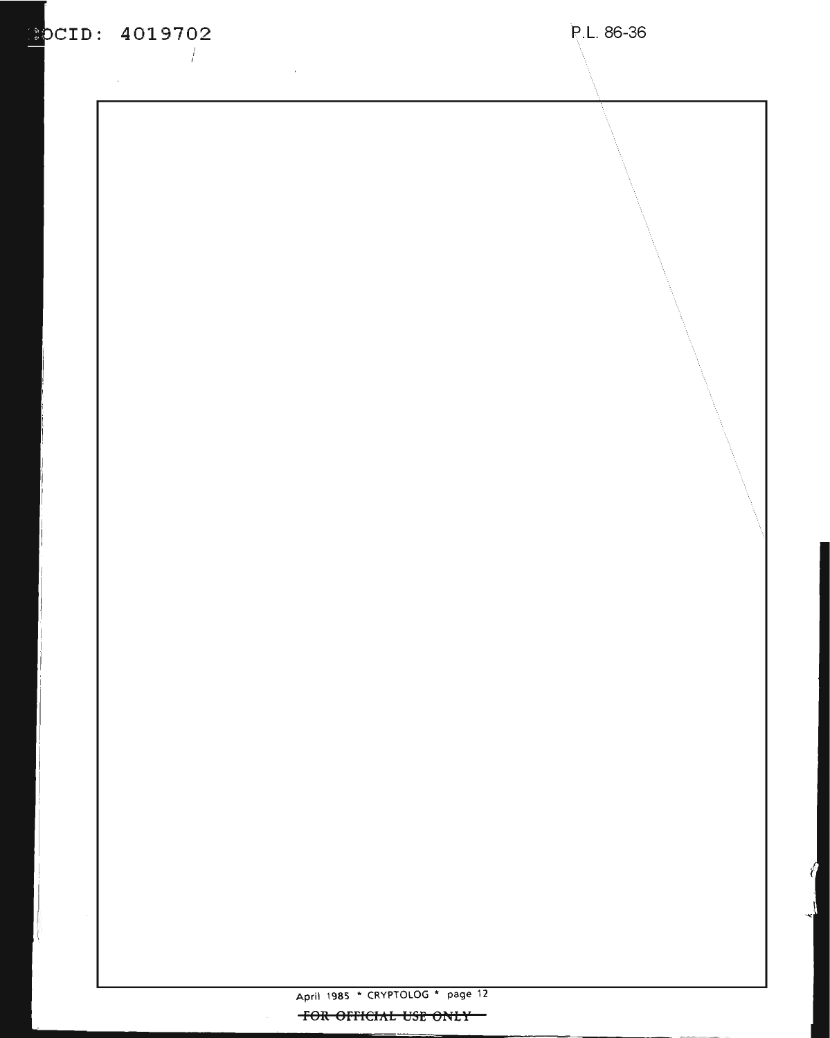P.L. 86-36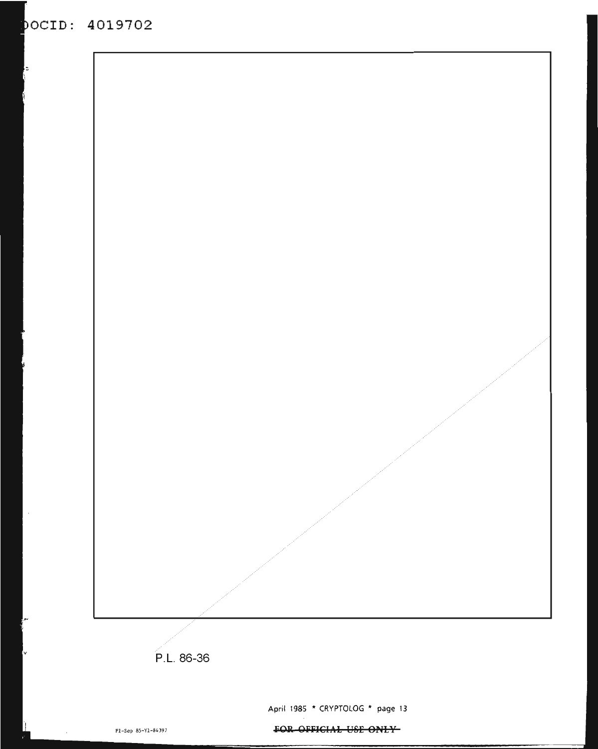DOCID: 4019702

P.L. 86-36

FOR OFFICIAL USE ONLY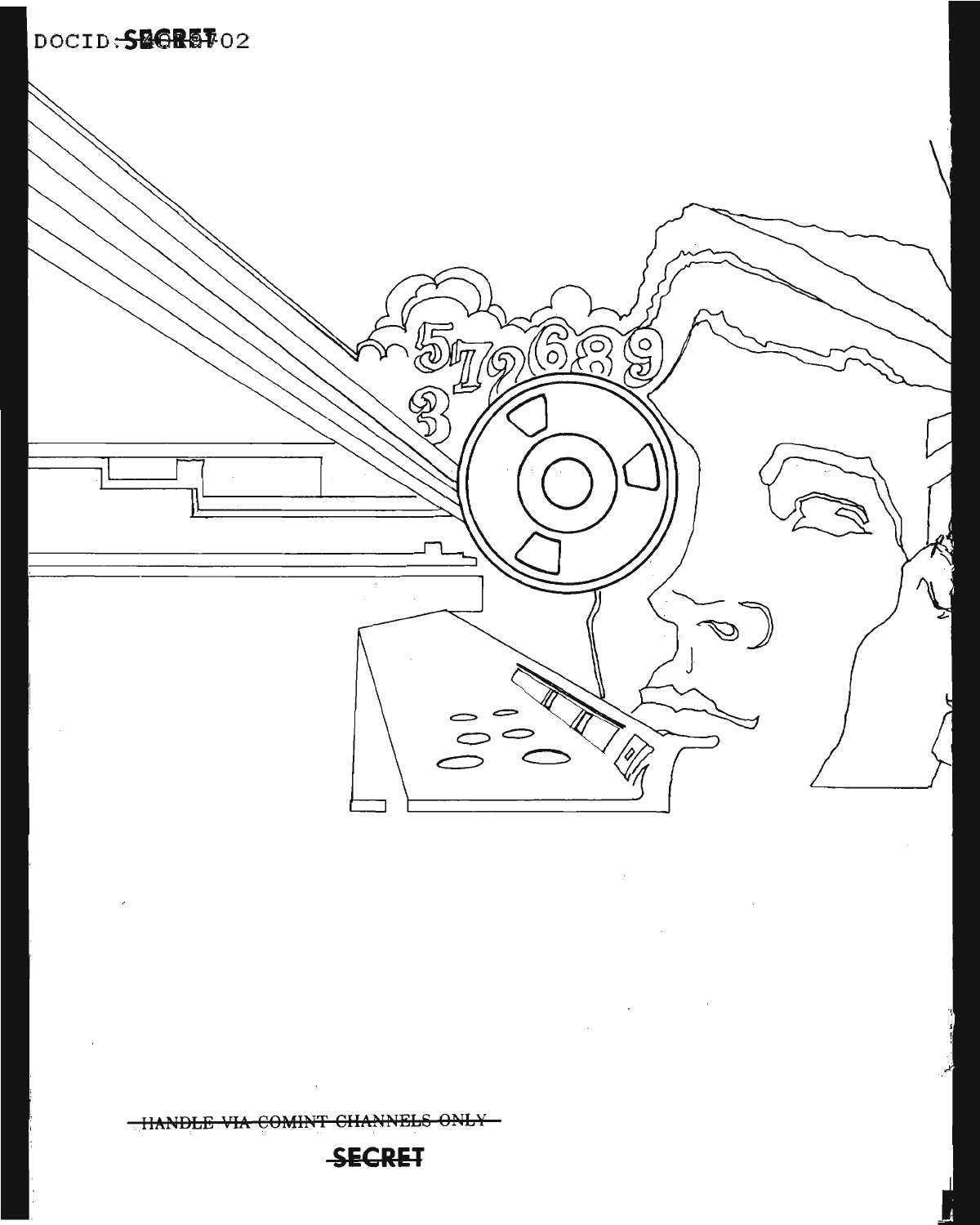DOCID: SECRET 02

5 7 9 6 8 9
3

~~HANDLE VIA COMINT CHANNELS ONLY~~

~~SECRET~~